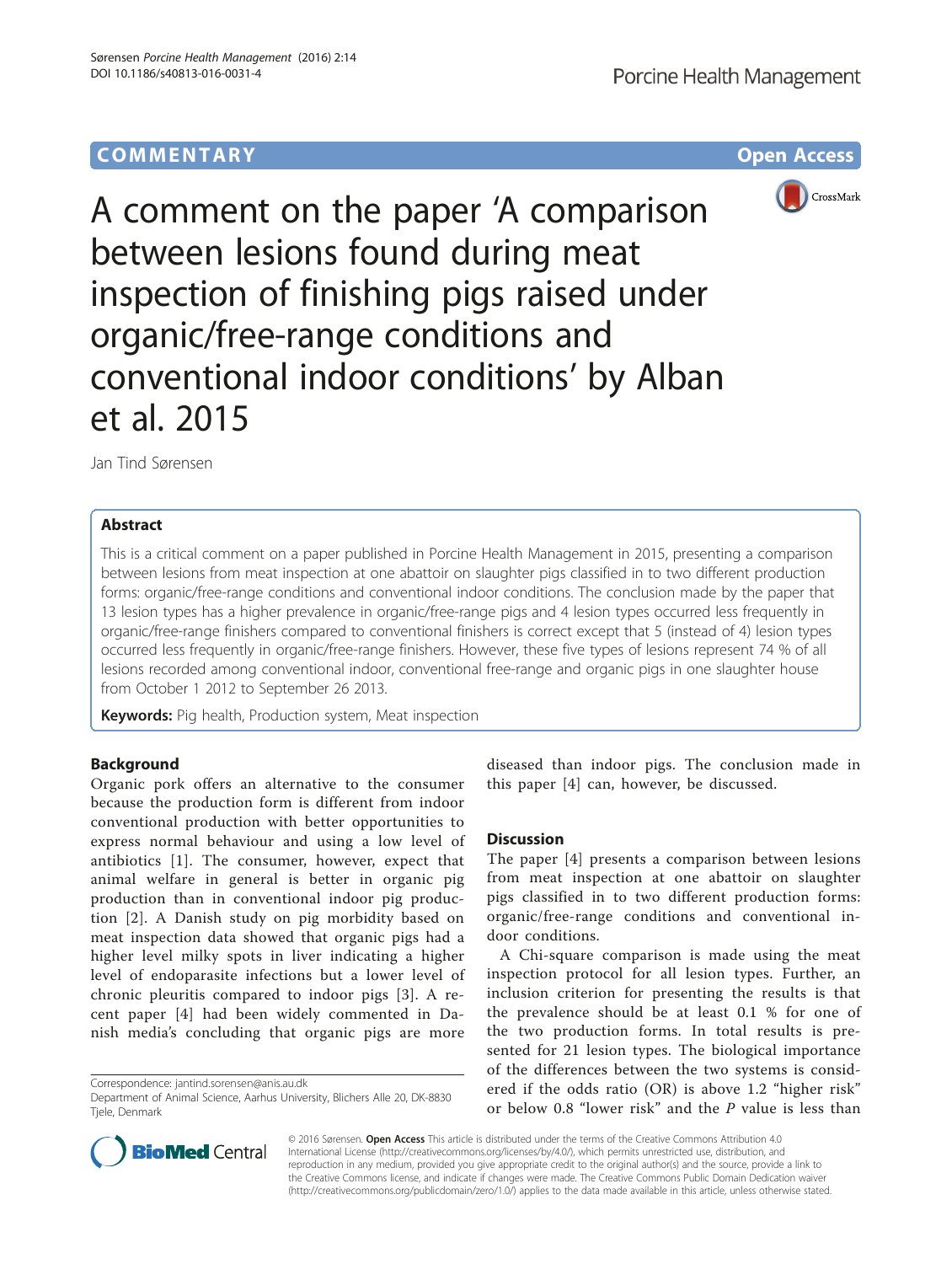COMMENTARY

Open Access

# A comment on the paper 'A comparison between lesions found during meat inspection of finishing pigs raised under organic/free-range conditions and conventional indoor conditions' by Alban et al. 2015

Jan Tind Sørensen

## Abstract

This is a critical comment on a paper published in Porcine Health Management in 2015, presenting a comparison between lesions from meat inspection at one abattoir on slaughter pigs classified in to two different production forms: organic/free-range conditions and conventional indoor conditions. The conclusion made by the paper that 13 lesion types has a higher prevalence in organic/free-range pigs and 4 lesion types occurred less frequently in organic/free-range finishers compared to conventional finishers is correct except that 5 (instead of 4) lesion types occurred less frequently in organic/free-range finishers. However, these five types of lesions represent 74 % of all lesions recorded among conventional indoor, conventional free-range and organic pigs in one slaughter house from October 1 2012 to September 26 2013.

**Keywords:** Pig health, Production system, Meat inspection

## Background

Organic pork offers an alternative to the consumer because the production form is different from indoor conventional production with better opportunities to express normal behaviour and using a low level of antibiotics [1]. The consumer, however, expect that animal welfare in general is better in organic pig production than in conventional indoor pig production [2]. A Danish study on pig morbidity based on meat inspection data showed that organic pigs had a higher level milky spots in liver indicating a higher level of endoparasite infections but a lower level of chronic pleuritis compared to indoor pigs [3]. A recent paper [4] had been widely commented in Danish media's concluding that organic pigs are more diseased than indoor pigs. The conclusion made in this paper [4] can, however, be discussed.

## Discussion

The paper [4] presents a comparison between lesions from meat inspection at one abattoir on slaughter pigs classified in to two different production forms: organic/free-range conditions and conventional indoor conditions.

A Chi-square comparison is made using the meat inspection protocol for all lesion types. Further, an inclusion criterion for presenting the results is that the prevalence should be at least 0.1 % for one of the two production forms. In total results is presented for 21 lesion types. The biological importance of the differences between the two systems is considered if the odds ratio (OR) is above 1.2 "higher risk" or below 0.8 "lower risk" and the *P* value is less than

Correspondence: jantind.sorensen@anis.au.dk

Department of Animal Science, Aarhus University, Blichers Alle 20, DK-8830 Tjele, Denmark

© 2016 Sørensen. **Open Access** This article is distributed under the terms of the Creative Commons Attribution 4.0 International License (http://creativecommons.org/licenses/by/4.0/), which permits unrestricted use, distribution, and reproduction in any medium, provided you give appropriate credit to the original author(s) and the source, provide a link to the Creative Commons license, and indicate if changes were made. The Creative Commons Public Domain Dedication waiver (http://creativecommons.org/publicdomain/zero/1.0/) applies to the data made available in this article, unless otherwise stated.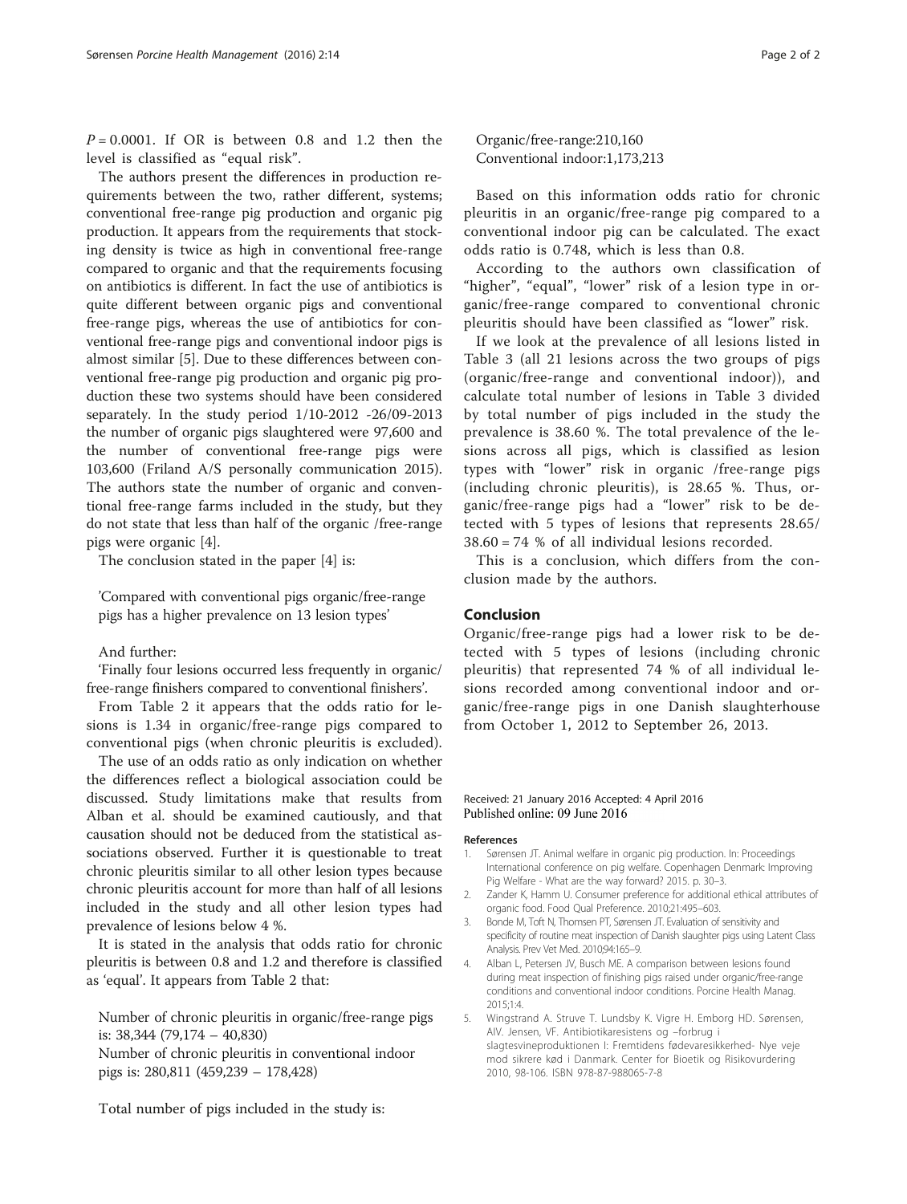$P = 0.0001$. If OR is between 0.8 and 1.2 then the level is classified as "equal risk".

The authors present the differences in production requirements between the two, rather different, systems; conventional free-range pig production and organic pig production. It appears from the requirements that stocking density is twice as high in conventional free-range compared to organic and that the requirements focusing on antibiotics is different. In fact the use of antibiotics is quite different between organic pigs and conventional free-range pigs, whereas the use of antibiotics for conventional free-range pigs and conventional indoor pigs is almost similar [5]. Due to these differences between conventional free-range pig production and organic pig production these two systems should have been considered separately. In the study period 1/10-2012 -26/09-2013 the number of organic pigs slaughtered were 97,600 and the number of conventional free-range pigs were 103,600 (Friland A/S personally communication 2015). The authors state the number of organic and conventional free-range farms included in the study, but they do not state that less than half of the organic /free-range pigs were organic [4].

The conclusion stated in the paper [4] is:

> 'Compared with conventional pigs organic/free-range pigs has a higher prevalence on 13 lesion types'

And further:

'Finally four lesions occurred less frequently in organic/free-range finishers compared to conventional finishers'.

From Table 2 it appears that the odds ratio for lesions is 1.34 in organic/free-range pigs compared to conventional pigs (when chronic pleuritis is excluded).

The use of an odds ratio as only indication on whether the differences reflect a biological association could be discussed. Study limitations make that results from Alban et al. should be examined cautiously, and that causation should not be deduced from the statistical associations observed. Further it is questionable to treat chronic pleuritis similar to all other lesion types because chronic pleuritis account for more than half of all lesions included in the study and all other lesion types had prevalence of lesions below 4 %.

It is stated in the analysis that odds ratio for chronic pleuritis is between 0.8 and 1.2 and therefore is classified as 'equal'. It appears from Table 2 that:

> Number of chronic pleuritis in organic/free-range pigs is: 38,344 (79,174 – 40,830)
> Number of chronic pleuritis in conventional indoor pigs is: 280,811 (459,239 – 178,428)

Total number of pigs included in the study is:

> Organic/free-range:210,160
> Conventional indoor:1,173,213

Based on this information odds ratio for chronic pleuritis in an organic/free-range pig compared to a conventional indoor pig can be calculated. The exact odds ratio is 0.748, which is less than 0.8.

According to the authors own classification of "higher", "equal", "lower" risk of a lesion type in organic/free-range compared to conventional chronic pleuritis should have been classified as "lower" risk.

If we look at the prevalence of all lesions listed in Table 3 (all 21 lesions across the two groups of pigs (organic/free-range and conventional indoor)), and calculate total number of lesions in Table 3 divided by total number of pigs included in the study the prevalence is 38.60 %. The total prevalence of the lesions across all pigs, which is classified as lesion types with "lower" risk in organic /free-range pigs (including chronic pleuritis), is 28.65 %. Thus, organic/free-range pigs had a "lower" risk to be detected with 5 types of lesions that represents 28.65/38.60 = 74 % of all individual lesions recorded.

This is a conclusion, which differs from the conclusion made by the authors.

## Conclusion

Organic/free-range pigs had a lower risk to be detected with 5 types of lesions (including chronic pleuritis) that represented 74 % of all individual lesions recorded among conventional indoor and organic/free-range pigs in one Danish slaughterhouse from October 1, 2012 to September 26, 2013.

Received: 21 January 2016 Accepted: 4 April 2016
Published online: 09 June 2016

## References

1. Sørensen JT. Animal welfare in organic pig production. In: Proceedings International conference on pig welfare. Copenhagen Denmark: Improving Pig Welfare - What are the way forward? 2015. p. 30–3.
2. Zander K, Hamm U. Consumer preference for additional ethical attributes of organic food. Food Qual Preference. 2010;21:495–603.
3. Bonde M, Toft N, Thomsen PT, Sørensen JT. Evaluation of sensitivity and specificity of routine meat inspection of Danish slaughter pigs using Latent Class Analysis. Prev Vet Med. 2010;94:165–9.
4. Alban L, Petersen JV, Busch ME. A comparison between lesions found during meat inspection of finishing pigs raised under organic/free-range conditions and conventional indoor conditions. Porcine Health Manag. 2015;1:4.
5. Wingstrand A. Struve T. Lundsby K. Vigre H. Emborg HD. Sørensen, AIV. Jensen, VF. Antibiotikaresistens og –forbrug i slagtesvineproduktionen I: Fremtidens fødevaresikkerhed- Nye veje mod sikrere kød i Danmark. Center for Bioetik og Risikovurdering 2010, 98-106. ISBN 978-87-988065-7-8